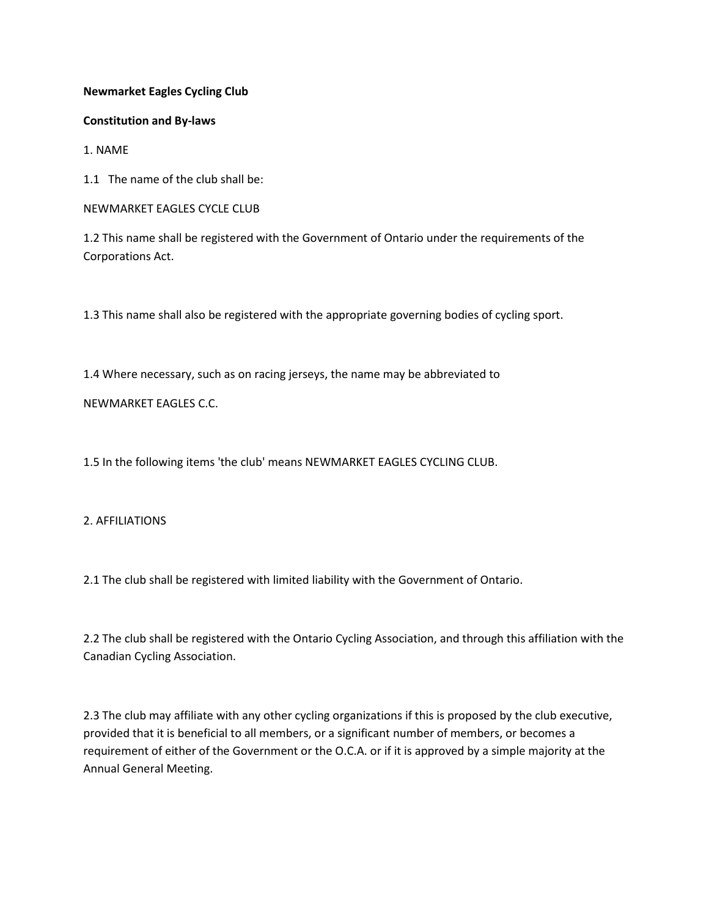**Newmarket Eagles Cycling Club**

**Constitution and By-laws**

1. NAME

1.1 The name of the club shall be:

NEWMARKET EAGLES CYCLE CLUB

1.2 This name shall be registered with the Government of Ontario under the requirements of the Corporations Act.

1.3 This name shall also be registered with the appropriate governing bodies of cycling sport.

1.4 Where necessary, such as on racing jerseys, the name may be abbreviated to

NEWMARKET EAGLES C.C.

1.5 In the following items 'the club' means NEWMARKET EAGLES CYCLING CLUB.

2. AFFILIATIONS

2.1 The club shall be registered with limited liability with the Government of Ontario.

2.2 The club shall be registered with the Ontario Cycling Association, and through this affiliation with the Canadian Cycling Association.

2.3 The club may affiliate with any other cycling organizations if this is proposed by the club executive, provided that it is beneficial to all members, or a significant number of members, or becomes a requirement of either of the Government or the O.C.A. or if it is approved by a simple majority at the Annual General Meeting.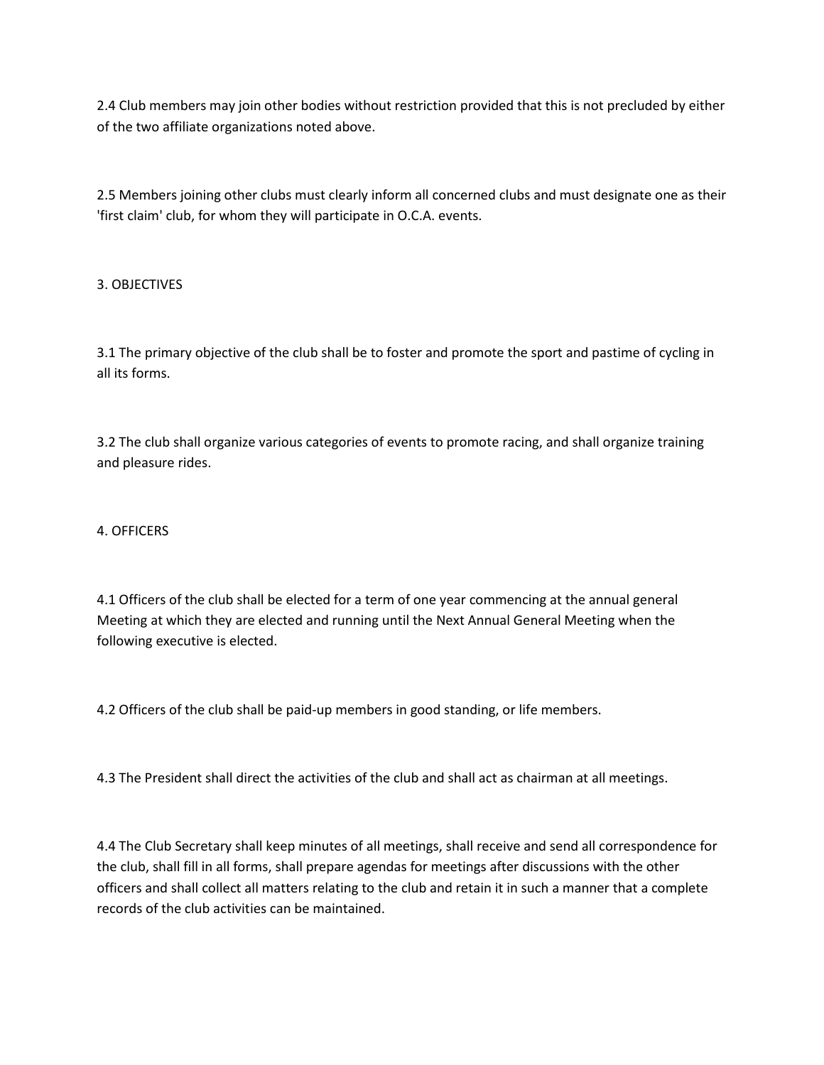2.4 Club members may join other bodies without restriction provided that this is not precluded by either of the two affiliate organizations noted above.

2.5 Members joining other clubs must clearly inform all concerned clubs and must designate one as their 'first claim' club, for whom they will participate in O.C.A. events.

## 3. OBJECTIVES

3.1 The primary objective of the club shall be to foster and promote the sport and pastime of cycling in all its forms.

3.2 The club shall organize various categories of events to promote racing, and shall organize training and pleasure rides.

## 4. OFFICERS

4.1 Officers of the club shall be elected for a term of one year commencing at the annual general Meeting at which they are elected and running until the Next Annual General Meeting when the following executive is elected.

4.2 Officers of the club shall be paid-up members in good standing, or life members.

4.3 The President shall direct the activities of the club and shall act as chairman at all meetings.

4.4 The Club Secretary shall keep minutes of all meetings, shall receive and send all correspondence for the club, shall fill in all forms, shall prepare agendas for meetings after discussions with the other officers and shall collect all matters relating to the club and retain it in such a manner that a complete records of the club activities can be maintained.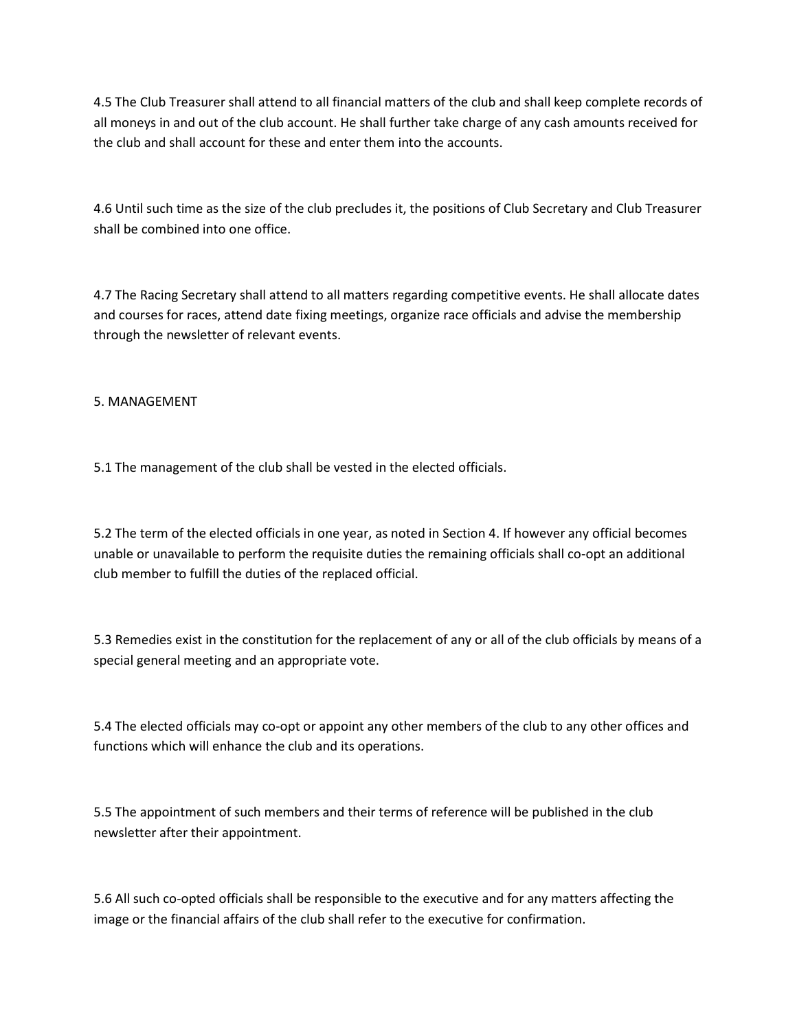4.5 The Club Treasurer shall attend to all financial matters of the club and shall keep complete records of all moneys in and out of the club account. He shall further take charge of any cash amounts received for the club and shall account for these and enter them into the accounts.

4.6 Until such time as the size of the club precludes it, the positions of Club Secretary and Club Treasurer shall be combined into one office.

4.7 The Racing Secretary shall attend to all matters regarding competitive events. He shall allocate dates and courses for races, attend date fixing meetings, organize race officials and advise the membership through the newsletter of relevant events.

## 5. MANAGEMENT

5.1 The management of the club shall be vested in the elected officials.

5.2 The term of the elected officials in one year, as noted in Section 4. If however any official becomes unable or unavailable to perform the requisite duties the remaining officials shall co-opt an additional club member to fulfill the duties of the replaced official.

5.3 Remedies exist in the constitution for the replacement of any or all of the club officials by means of a special general meeting and an appropriate vote.

5.4 The elected officials may co-opt or appoint any other members of the club to any other offices and functions which will enhance the club and its operations.

5.5 The appointment of such members and their terms of reference will be published in the club newsletter after their appointment.

5.6 All such co-opted officials shall be responsible to the executive and for any matters affecting the image or the financial affairs of the club shall refer to the executive for confirmation.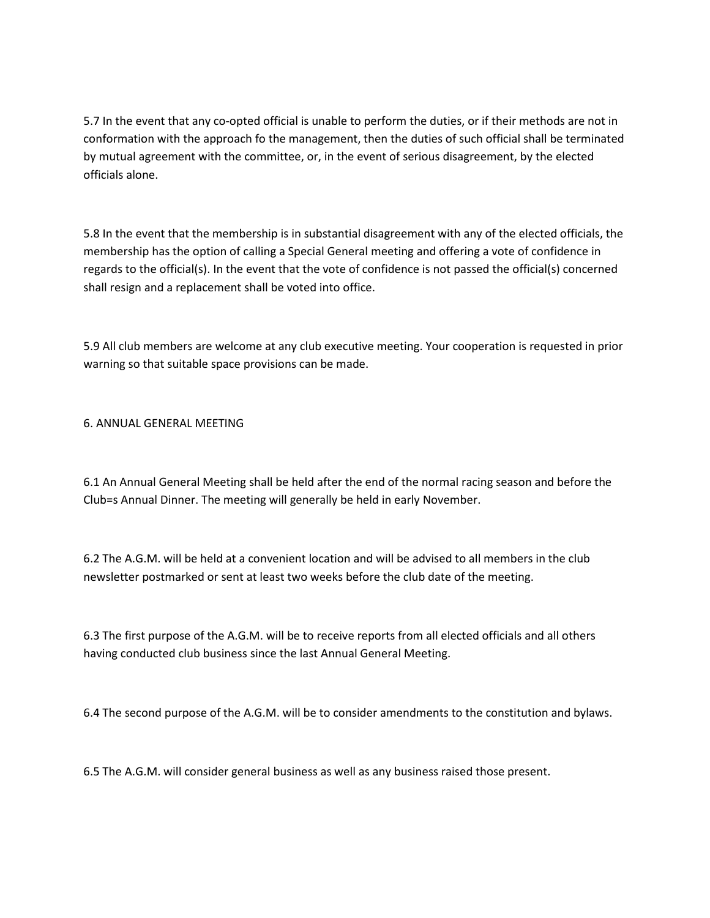5.7 In the event that any co-opted official is unable to perform the duties, or if their methods are not in conformation with the approach fo the management, then the duties of such official shall be terminated by mutual agreement with the committee, or, in the event of serious disagreement, by the elected officials alone.

5.8 In the event that the membership is in substantial disagreement with any of the elected officials, the membership has the option of calling a Special General meeting and offering a vote of confidence in regards to the official(s). In the event that the vote of confidence is not passed the official(s) concerned shall resign and a replacement shall be voted into office.

5.9 All club members are welcome at any club executive meeting. Your cooperation is requested in prior warning so that suitable space provisions can be made.

## 6. ANNUAL GENERAL MEETING

6.1 An Annual General Meeting shall be held after the end of the normal racing season and before the Club=s Annual Dinner. The meeting will generally be held in early November.

6.2 The A.G.M. will be held at a convenient location and will be advised to all members in the club newsletter postmarked or sent at least two weeks before the club date of the meeting.

6.3 The first purpose of the A.G.M. will be to receive reports from all elected officials and all others having conducted club business since the last Annual General Meeting.

6.4 The second purpose of the A.G.M. will be to consider amendments to the constitution and bylaws.

6.5 The A.G.M. will consider general business as well as any business raised those present.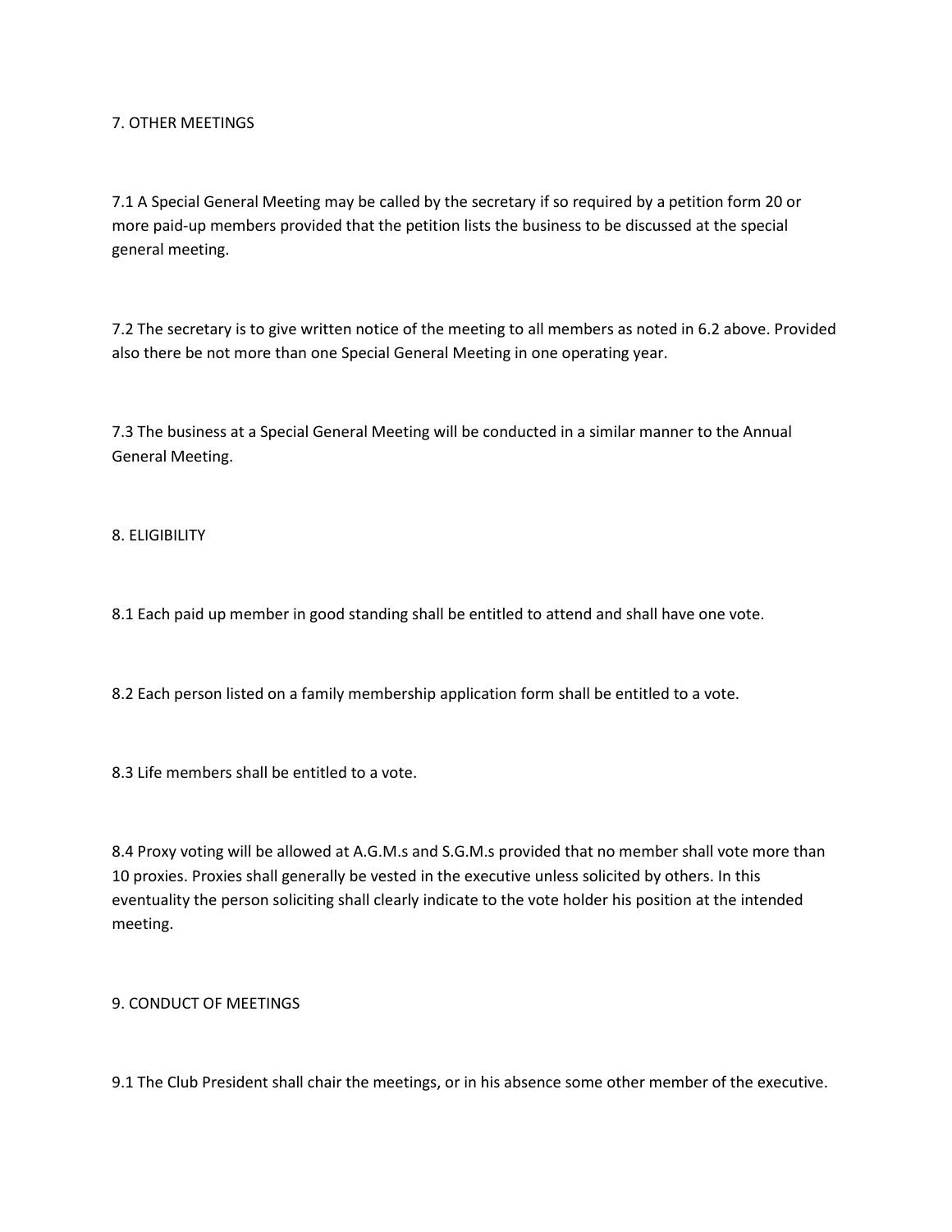## 7. OTHER MEETINGS

7.1 A Special General Meeting may be called by the secretary if so required by a petition form 20 or more paid-up members provided that the petition lists the business to be discussed at the special general meeting.

7.2 The secretary is to give written notice of the meeting to all members as noted in 6.2 above. Provided also there be not more than one Special General Meeting in one operating year.

7.3 The business at a Special General Meeting will be conducted in a similar manner to the Annual General Meeting.

## 8. ELIGIBILITY

8.1 Each paid up member in good standing shall be entitled to attend and shall have one vote.

8.2 Each person listed on a family membership application form shall be entitled to a vote.

8.3 Life members shall be entitled to a vote.

8.4 Proxy voting will be allowed at A.G.M.s and S.G.M.s provided that no member shall vote more than 10 proxies. Proxies shall generally be vested in the executive unless solicited by others. In this eventuality the person soliciting shall clearly indicate to the vote holder his position at the intended meeting.

## 9. CONDUCT OF MEETINGS

9.1 The Club President shall chair the meetings, or in his absence some other member of the executive.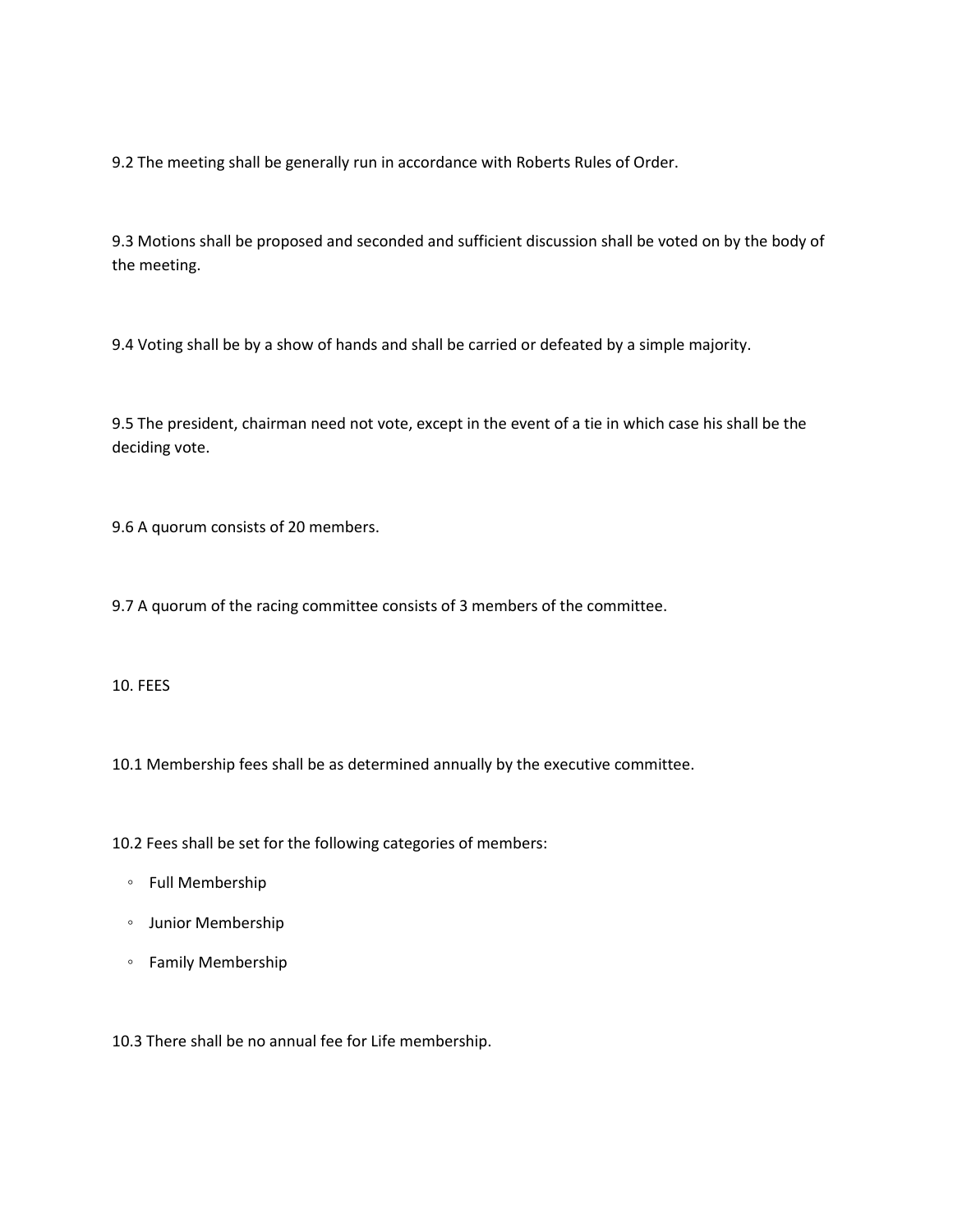9.2 The meeting shall be generally run in accordance with Roberts Rules of Order.

9.3 Motions shall be proposed and seconded and sufficient discussion shall be voted on by the body of the meeting.

9.4 Voting shall be by a show of hands and shall be carried or defeated by a simple majority.

9.5 The president, chairman need not vote, except in the event of a tie in which case his shall be the deciding vote.

9.6 A quorum consists of 20 members.

9.7 A quorum of the racing committee consists of 3 members of the committee.

## 10. FEES

10.1 Membership fees shall be as determined annually by the executive committee.

10.2 Fees shall be set for the following categories of members:

- Full Membership
- Junior Membership
- Family Membership

10.3 There shall be no annual fee for Life membership.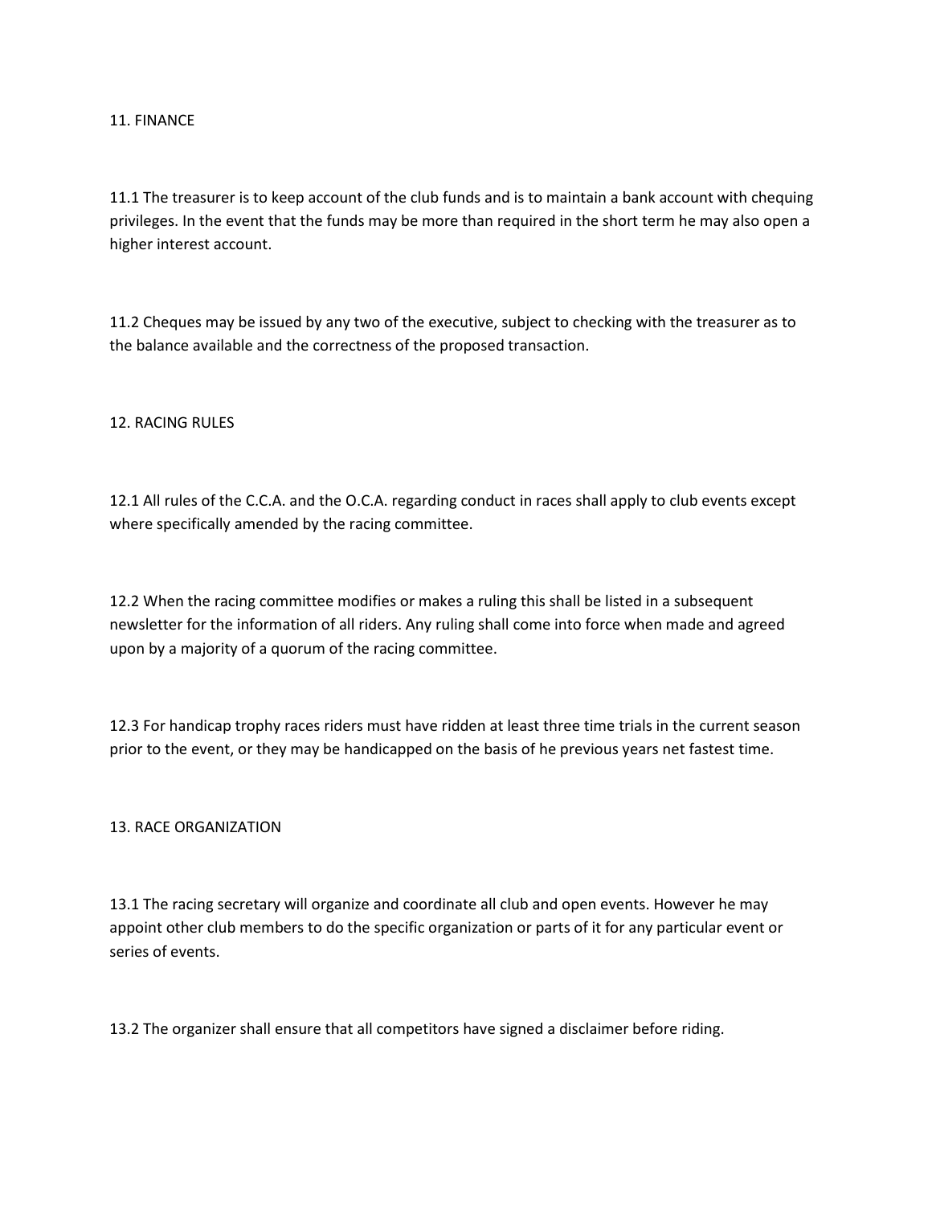## 11. FINANCE

11.1 The treasurer is to keep account of the club funds and is to maintain a bank account with chequing privileges. In the event that the funds may be more than required in the short term he may also open a higher interest account.

11.2 Cheques may be issued by any two of the executive, subject to checking with the treasurer as to the balance available and the correctness of the proposed transaction.

## 12. RACING RULES

12.1 All rules of the C.C.A. and the O.C.A. regarding conduct in races shall apply to club events except where specifically amended by the racing committee.

12.2 When the racing committee modifies or makes a ruling this shall be listed in a subsequent newsletter for the information of all riders. Any ruling shall come into force when made and agreed upon by a majority of a quorum of the racing committee.

12.3 For handicap trophy races riders must have ridden at least three time trials in the current season prior to the event, or they may be handicapped on the basis of he previous years net fastest time.

## 13. RACE ORGANIZATION

13.1 The racing secretary will organize and coordinate all club and open events. However he may appoint other club members to do the specific organization or parts of it for any particular event or series of events.

13.2 The organizer shall ensure that all competitors have signed a disclaimer before riding.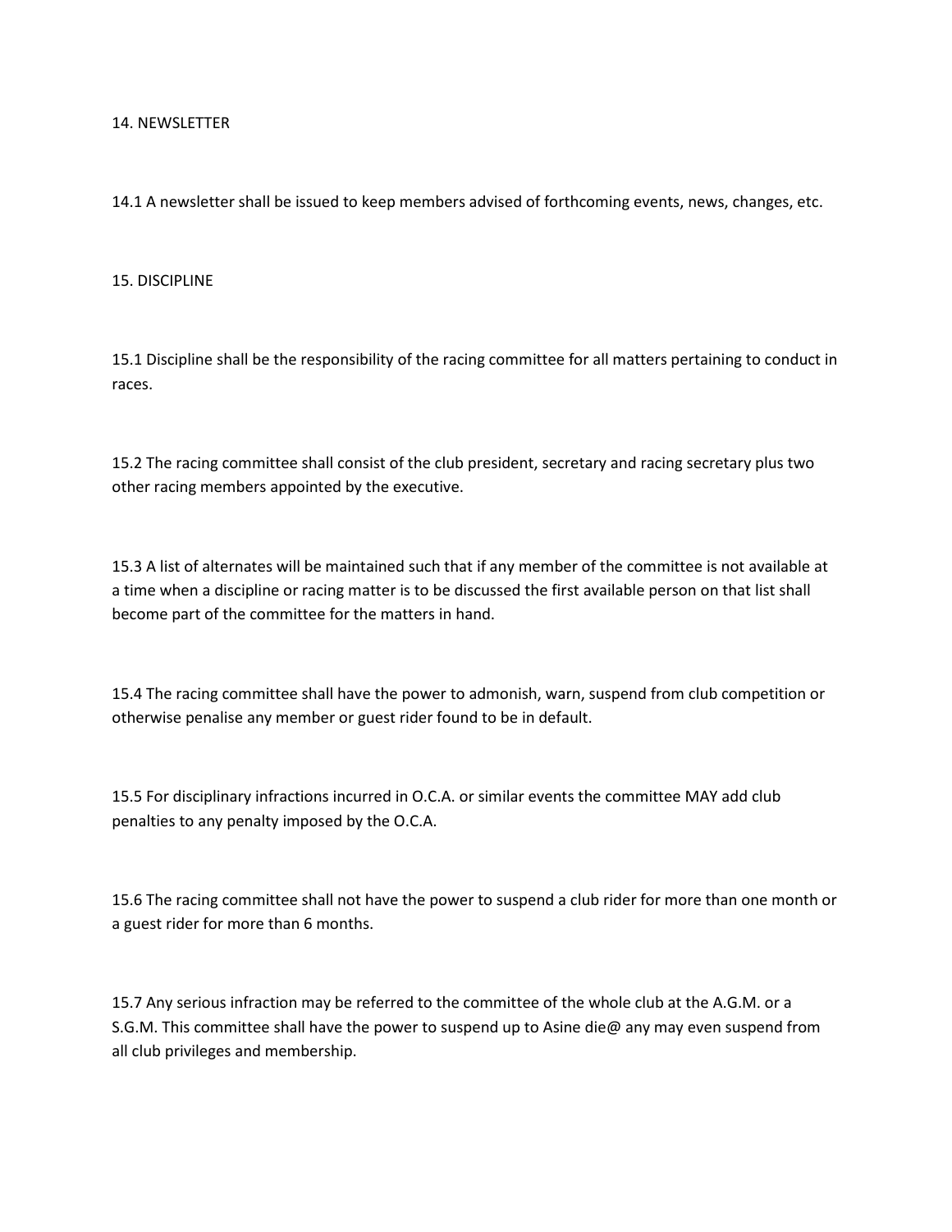## 14. NEWSLETTER

14.1 A newsletter shall be issued to keep members advised of forthcoming events, news, changes, etc.

## 15. DISCIPLINE

15.1 Discipline shall be the responsibility of the racing committee for all matters pertaining to conduct in races.

15.2 The racing committee shall consist of the club president, secretary and racing secretary plus two other racing members appointed by the executive.

15.3 A list of alternates will be maintained such that if any member of the committee is not available at a time when a discipline or racing matter is to be discussed the first available person on that list shall become part of the committee for the matters in hand.

15.4 The racing committee shall have the power to admonish, warn, suspend from club competition or otherwise penalise any member or guest rider found to be in default.

15.5 For disciplinary infractions incurred in O.C.A. or similar events the committee MAY add club penalties to any penalty imposed by the O.C.A.

15.6 The racing committee shall not have the power to suspend a club rider for more than one month or a guest rider for more than 6 months.

15.7 Any serious infraction may be referred to the committee of the whole club at the A.G.M. or a S.G.M. This committee shall have the power to suspend up to Asine die@ any may even suspend from all club privileges and membership.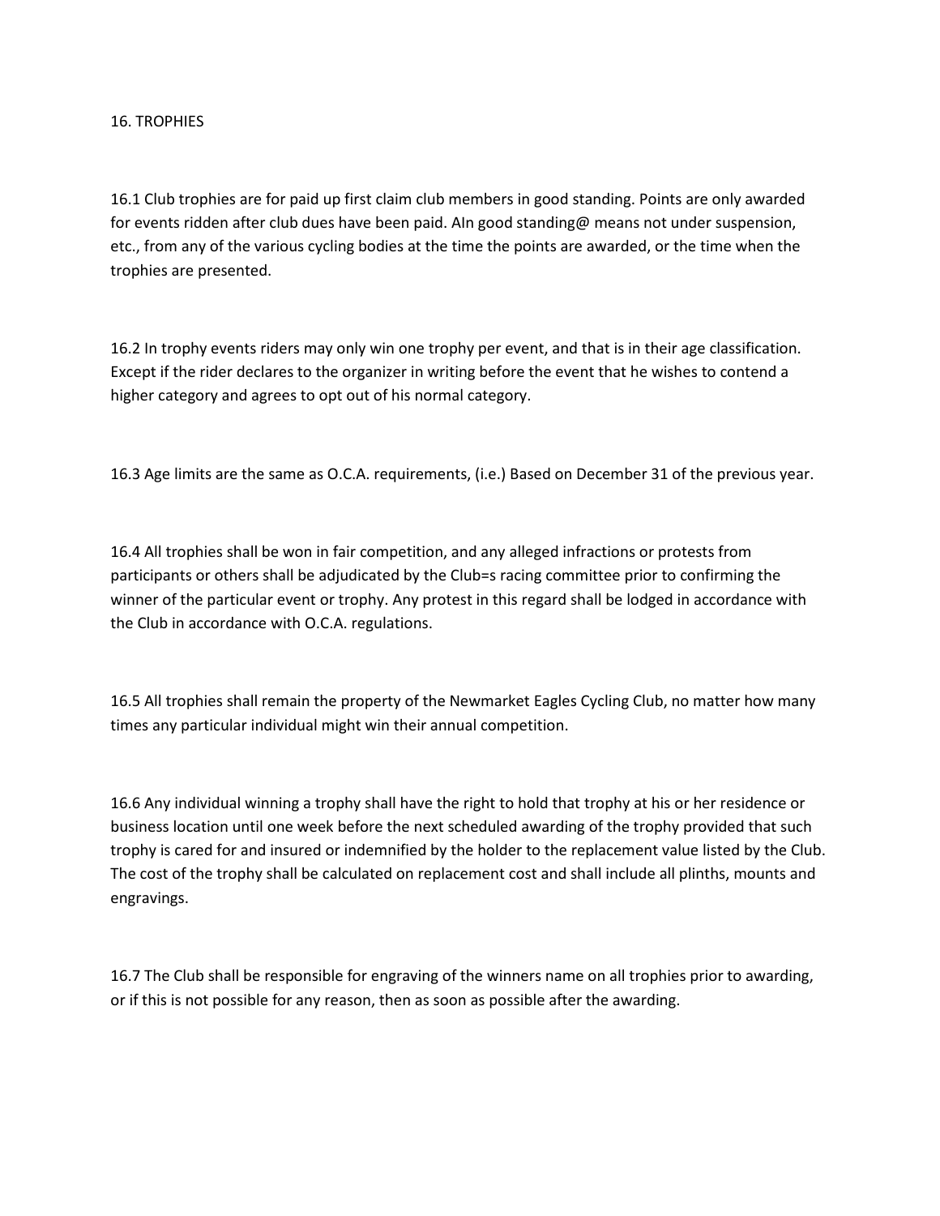## 16. TROPHIES

16.1 Club trophies are for paid up first claim club members in good standing. Points are only awarded for events ridden after club dues have been paid. AIn good standing@ means not under suspension, etc., from any of the various cycling bodies at the time the points are awarded, or the time when the trophies are presented.

16.2 In trophy events riders may only win one trophy per event, and that is in their age classification. Except if the rider declares to the organizer in writing before the event that he wishes to contend a higher category and agrees to opt out of his normal category.

16.3 Age limits are the same as O.C.A. requirements, (i.e.) Based on December 31 of the previous year.

16.4 All trophies shall be won in fair competition, and any alleged infractions or protests from participants or others shall be adjudicated by the Club=s racing committee prior to confirming the winner of the particular event or trophy. Any protest in this regard shall be lodged in accordance with the Club in accordance with O.C.A. regulations.

16.5 All trophies shall remain the property of the Newmarket Eagles Cycling Club, no matter how many times any particular individual might win their annual competition.

16.6 Any individual winning a trophy shall have the right to hold that trophy at his or her residence or business location until one week before the next scheduled awarding of the trophy provided that such trophy is cared for and insured or indemnified by the holder to the replacement value listed by the Club. The cost of the trophy shall be calculated on replacement cost and shall include all plinths, mounts and engravings.

16.7 The Club shall be responsible for engraving of the winners name on all trophies prior to awarding, or if this is not possible for any reason, then as soon as possible after the awarding.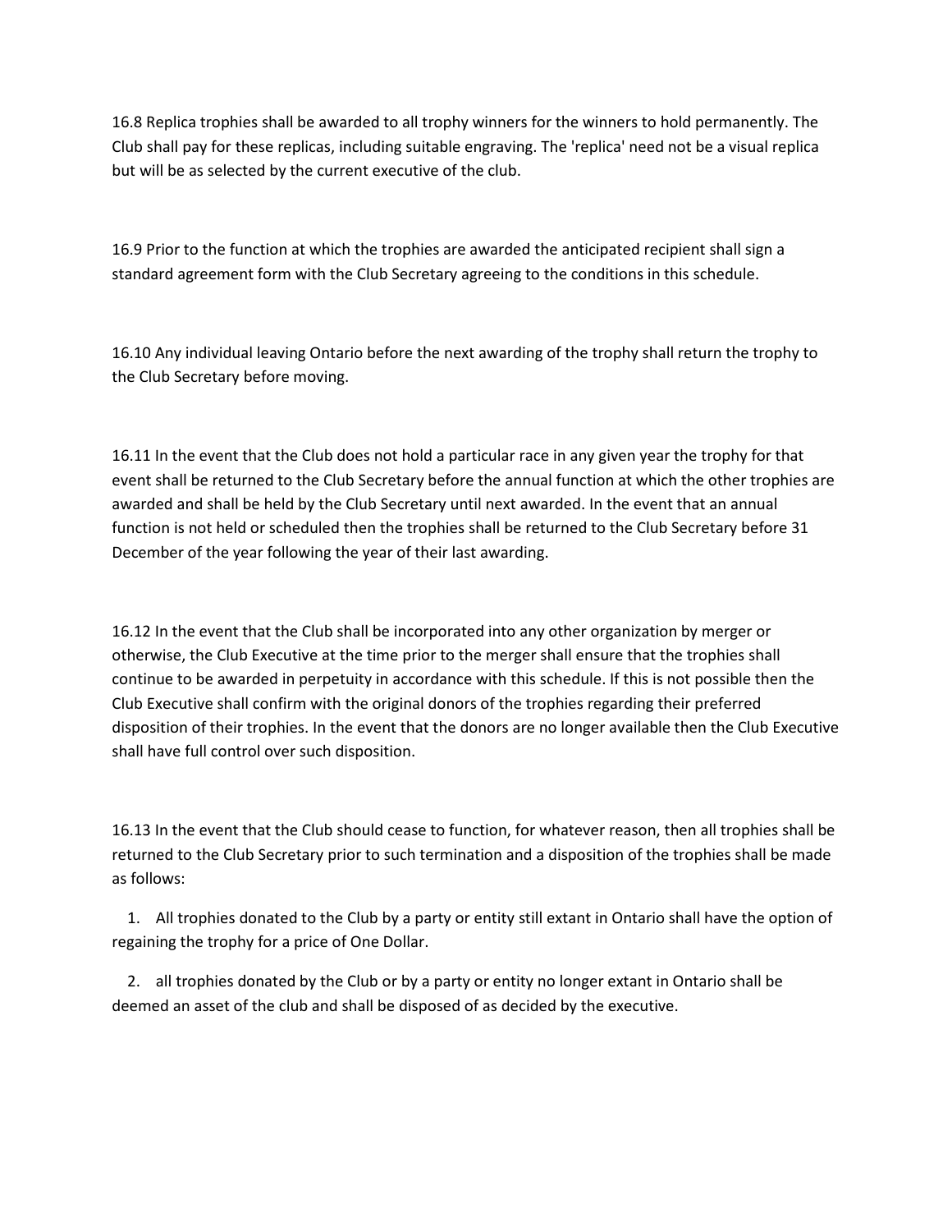16.8 Replica trophies shall be awarded to all trophy winners for the winners to hold permanently. The Club shall pay for these replicas, including suitable engraving. The 'replica' need not be a visual replica but will be as selected by the current executive of the club.

16.9 Prior to the function at which the trophies are awarded the anticipated recipient shall sign a standard agreement form with the Club Secretary agreeing to the conditions in this schedule.

16.10 Any individual leaving Ontario before the next awarding of the trophy shall return the trophy to the Club Secretary before moving.

16.11 In the event that the Club does not hold a particular race in any given year the trophy for that event shall be returned to the Club Secretary before the annual function at which the other trophies are awarded and shall be held by the Club Secretary until next awarded. In the event that an annual function is not held or scheduled then the trophies shall be returned to the Club Secretary before 31 December of the year following the year of their last awarding.

16.12 In the event that the Club shall be incorporated into any other organization by merger or otherwise, the Club Executive at the time prior to the merger shall ensure that the trophies shall continue to be awarded in perpetuity in accordance with this schedule. If this is not possible then the Club Executive shall confirm with the original donors of the trophies regarding their preferred disposition of their trophies. In the event that the donors are no longer available then the Club Executive shall have full control over such disposition.

16.13 In the event that the Club should cease to function, for whatever reason, then all trophies shall be returned to the Club Secretary prior to such termination and a disposition of the trophies shall be made as follows:

1. All trophies donated to the Club by a party or entity still extant in Ontario shall have the option of regaining the trophy for a price of One Dollar.
2. all trophies donated by the Club or by a party or entity no longer extant in Ontario shall be deemed an asset of the club and shall be disposed of as decided by the executive.